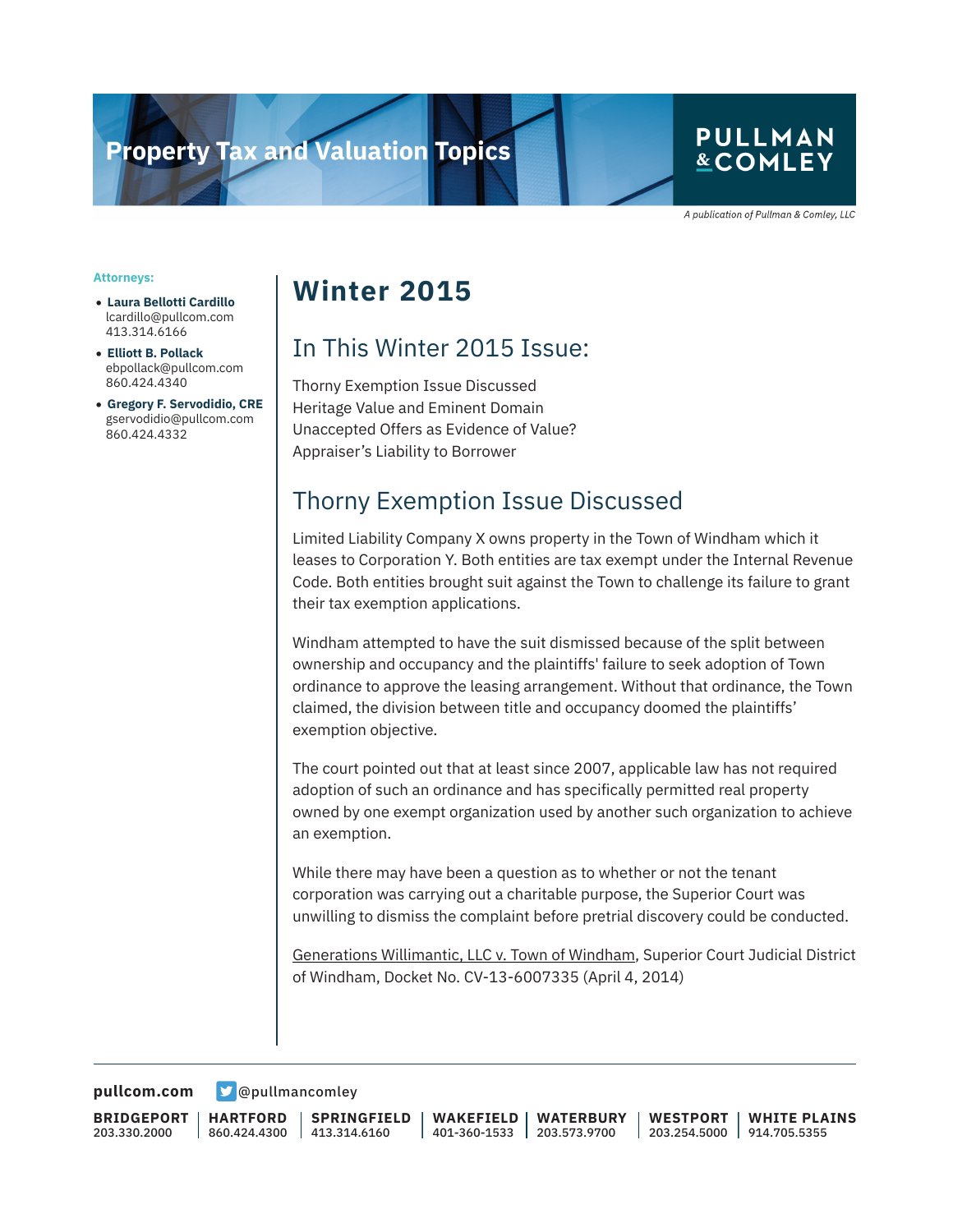# Property Tax and Valuation Topics

PULLMAN & COMLEY

*A publication of Pullman & Comley, LLC*

**Attorneys:**

- **Laura Bellotti Cardillo**
  lcardillo@pullcom.com
  413.314.6166
- **Elliott B. Pollack**
  ebpollack@pullcom.com
  860.424.4340
- **Gregory F. Servodidio, CRE**
  gservodidio@pullcom.com
  860.424.4332

# Winter 2015

## In This Winter 2015 Issue:

Thorny Exemption Issue Discussed
Heritage Value and Eminent Domain
Unaccepted Offers as Evidence of Value?
Appraiser's Liability to Borrower

## Thorny Exemption Issue Discussed

Limited Liability Company X owns property in the Town of Windham which it leases to Corporation Y. Both entities are tax exempt under the Internal Revenue Code. Both entities brought suit against the Town to challenge its failure to grant their tax exemption applications.

Windham attempted to have the suit dismissed because of the split between ownership and occupancy and the plaintiffs' failure to seek adoption of Town ordinance to approve the leasing arrangement. Without that ordinance, the Town claimed, the division between title and occupancy doomed the plaintiffs' exemption objective.

The court pointed out that at least since 2007, applicable law has not required adoption of such an ordinance and has specifically permitted real property owned by one exempt organization used by another such organization to achieve an exemption.

While there may have been a question as to whether or not the tenant corporation was carrying out a charitable purpose, the Superior Court was unwilling to dismiss the complaint before pretrial discovery could be conducted.

Generations Willimantic, LLC v. Town of Windham, Superior Court Judicial District of Windham, Docket No. CV-13-6007335 (April 4, 2014)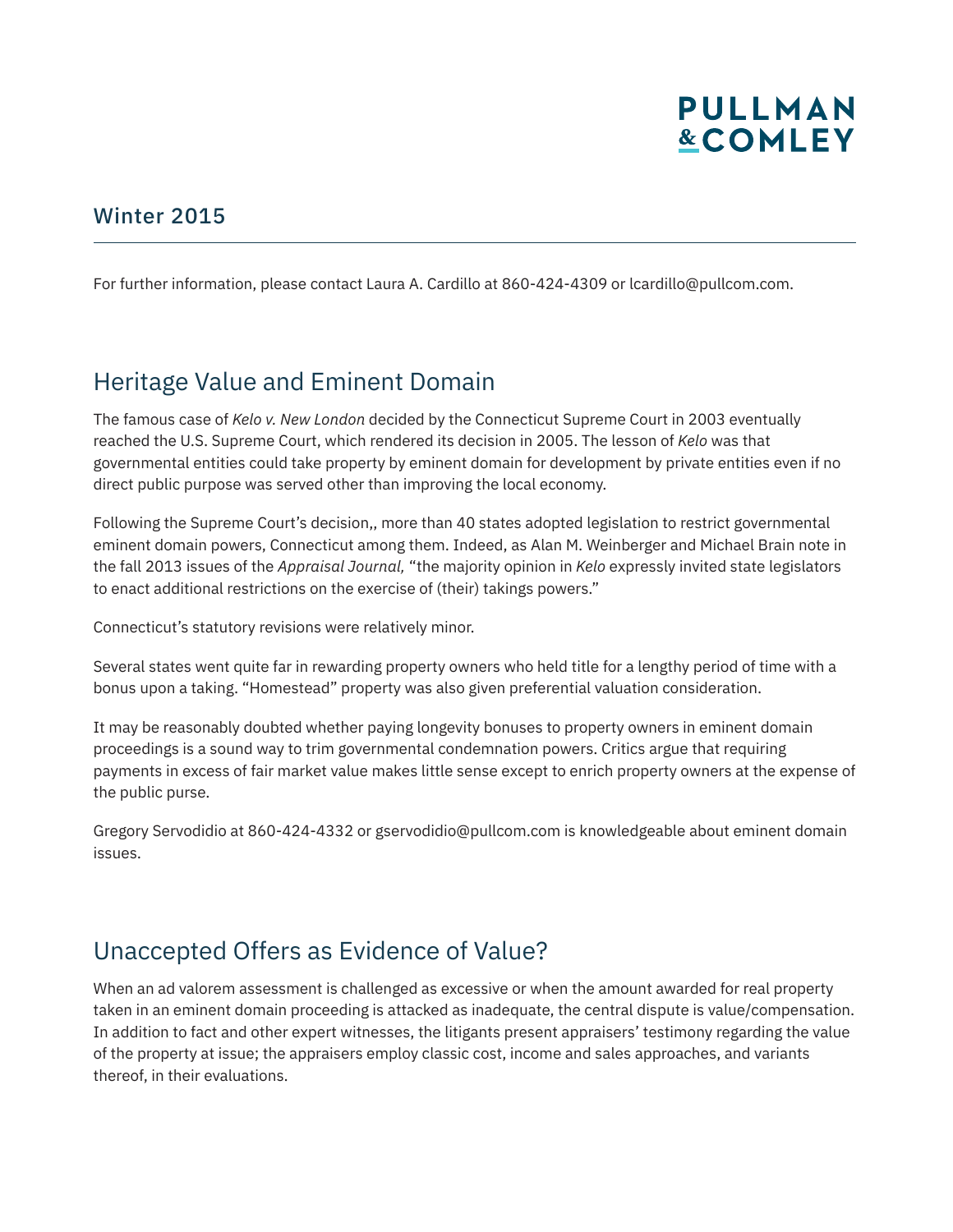## Winter 2015

For further information, please contact Laura A. Cardillo at 860-424-4309 or lcardillo@pullcom.com.

## Heritage Value and Eminent Domain

The famous case of *Kelo v. New London* decided by the Connecticut Supreme Court in 2003 eventually reached the U.S. Supreme Court, which rendered its decision in 2005. The lesson of *Kelo* was that governmental entities could take property by eminent domain for development by private entities even if no direct public purpose was served other than improving the local economy.

Following the Supreme Court's decision,, more than 40 states adopted legislation to restrict governmental eminent domain powers, Connecticut among them. Indeed, as Alan M. Weinberger and Michael Brain note in the fall 2013 issues of the *Appraisal Journal,* "the majority opinion in *Kelo* expressly invited state legislators to enact additional restrictions on the exercise of (their) takings powers."

Connecticut's statutory revisions were relatively minor.

Several states went quite far in rewarding property owners who held title for a lengthy period of time with a bonus upon a taking. "Homestead" property was also given preferential valuation consideration.

It may be reasonably doubted whether paying longevity bonuses to property owners in eminent domain proceedings is a sound way to trim governmental condemnation powers. Critics argue that requiring payments in excess of fair market value makes little sense except to enrich property owners at the expense of the public purse.

Gregory Servodidio at 860-424-4332 or gservodidio@pullcom.com is knowledgeable about eminent domain issues.

## Unaccepted Offers as Evidence of Value?

When an ad valorem assessment is challenged as excessive or when the amount awarded for real property taken in an eminent domain proceeding is attacked as inadequate, the central dispute is value/compensation. In addition to fact and other expert witnesses, the litigants present appraisers' testimony regarding the value of the property at issue; the appraisers employ classic cost, income and sales approaches, and variants thereof, in their evaluations.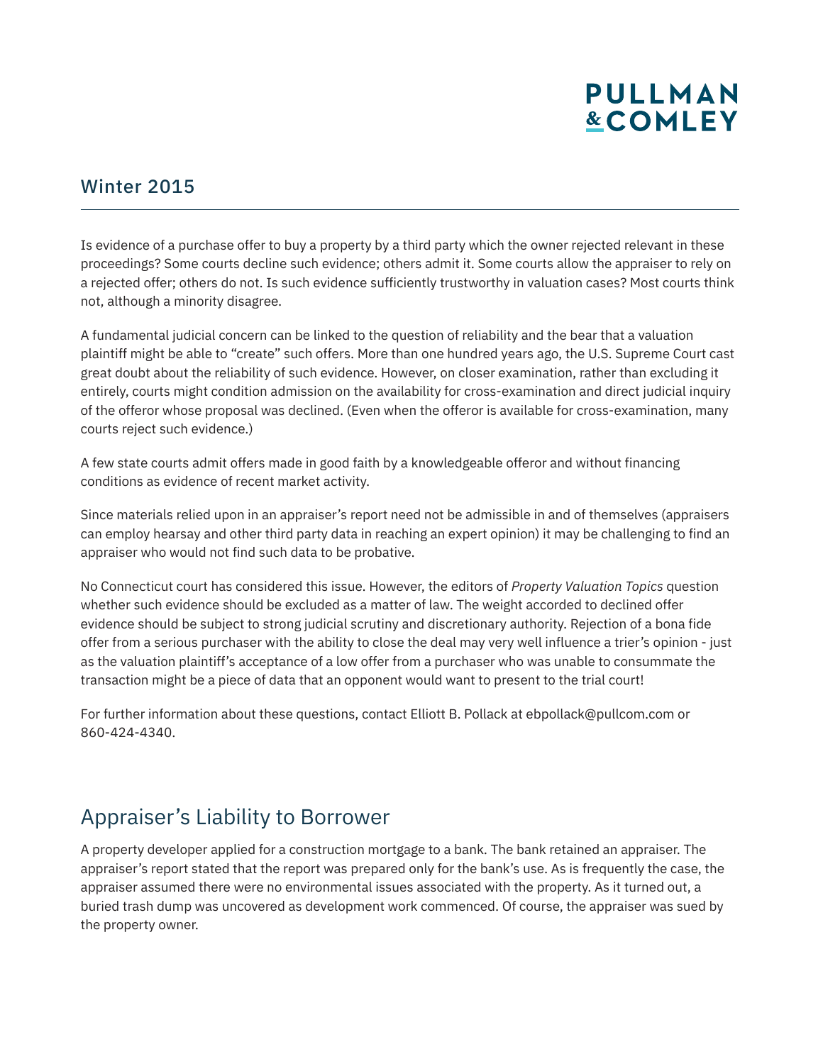## Winter 2015

Is evidence of a purchase offer to buy a property by a third party which the owner rejected relevant in these proceedings? Some courts decline such evidence; others admit it. Some courts allow the appraiser to rely on a rejected offer; others do not. Is such evidence sufficiently trustworthy in valuation cases? Most courts think not, although a minority disagree.

A fundamental judicial concern can be linked to the question of reliability and the bear that a valuation plaintiff might be able to "create" such offers. More than one hundred years ago, the U.S. Supreme Court cast great doubt about the reliability of such evidence. However, on closer examination, rather than excluding it entirely, courts might condition admission on the availability for cross-examination and direct judicial inquiry of the offeror whose proposal was declined. (Even when the offeror is available for cross-examination, many courts reject such evidence.)

A few state courts admit offers made in good faith by a knowledgeable offeror and without financing conditions as evidence of recent market activity.

Since materials relied upon in an appraiser's report need not be admissible in and of themselves (appraisers can employ hearsay and other third party data in reaching an expert opinion) it may be challenging to find an appraiser who would not find such data to be probative.

No Connecticut court has considered this issue. However, the editors of *Property Valuation Topics* question whether such evidence should be excluded as a matter of law. The weight accorded to declined offer evidence should be subject to strong judicial scrutiny and discretionary authority. Rejection of a bona fide offer from a serious purchaser with the ability to close the deal may very well influence a trier's opinion - just as the valuation plaintiff's acceptance of a low offer from a purchaser who was unable to consummate the transaction might be a piece of data that an opponent would want to present to the trial court!

For further information about these questions, contact Elliott B. Pollack at ebpollack@pullcom.com or 860-424-4340.

## Appraiser's Liability to Borrower

A property developer applied for a construction mortgage to a bank. The bank retained an appraiser. The appraiser's report stated that the report was prepared only for the bank's use. As is frequently the case, the appraiser assumed there were no environmental issues associated with the property. As it turned out, a buried trash dump was uncovered as development work commenced. Of course, the appraiser was sued by the property owner.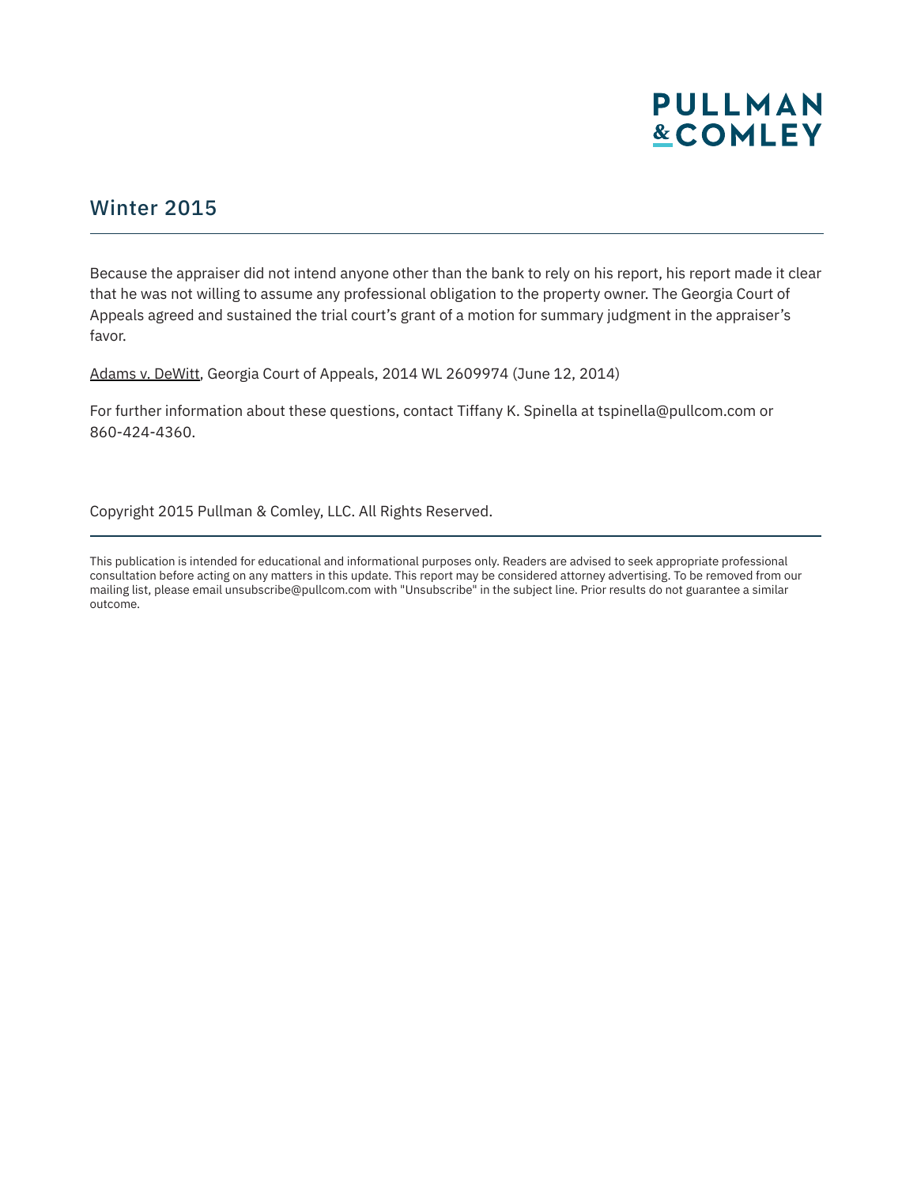# PULLMAN & COMLEY

## Winter 2015

Because the appraiser did not intend anyone other than the bank to rely on his report, his report made it clear that he was not willing to assume any professional obligation to the property owner. The Georgia Court of Appeals agreed and sustained the trial court's grant of a motion for summary judgment in the appraiser's favor.

Adams v. DeWitt, Georgia Court of Appeals, 2014 WL 2609974 (June 12, 2014)

For further information about these questions, contact Tiffany K. Spinella at tspinella@pullcom.com or 860-424-4360.

Copyright 2015 Pullman & Comley, LLC. All Rights Reserved.

---

This publication is intended for educational and informational purposes only. Readers are advised to seek appropriate professional consultation before acting on any matters in this update. This report may be considered attorney advertising. To be removed from our mailing list, please email unsubscribe@pullcom.com with "Unsubscribe" in the subject line. Prior results do not guarantee a similar outcome.